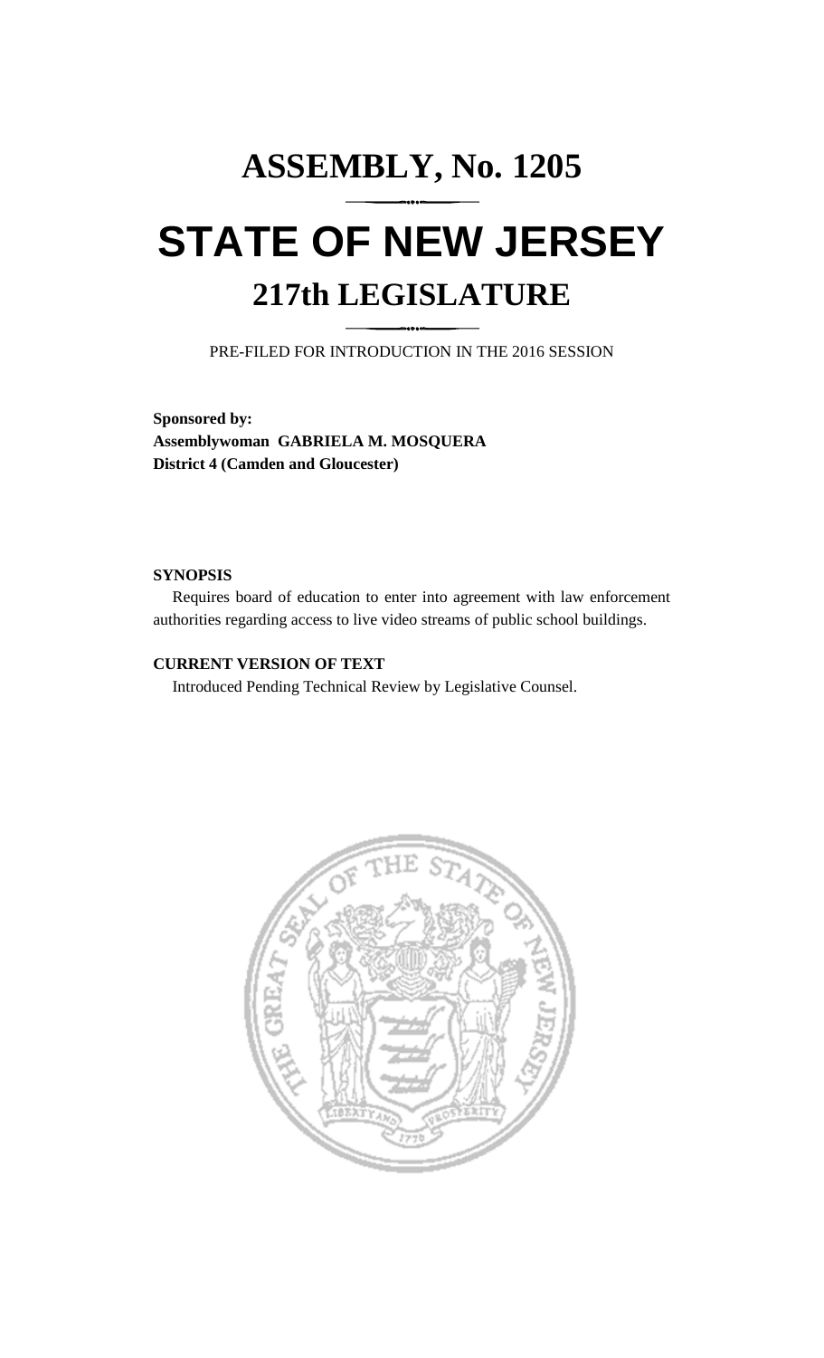# ASSEMBLY, No. 1205

# STATE OF NEW JERSEY

## 217th LEGISLATURE

PRE-FILED FOR INTRODUCTION IN THE 2016 SESSION

**Sponsored by:**
**Assemblywoman GABRIELA M. MOSQUERA**
**District 4 (Camden and Gloucester)**

**SYNOPSIS**

Requires board of education to enter into agreement with law enforcement authorities regarding access to live video streams of public school buildings.

**CURRENT VERSION OF TEXT**

Introduced Pending Technical Review by Legislative Counsel.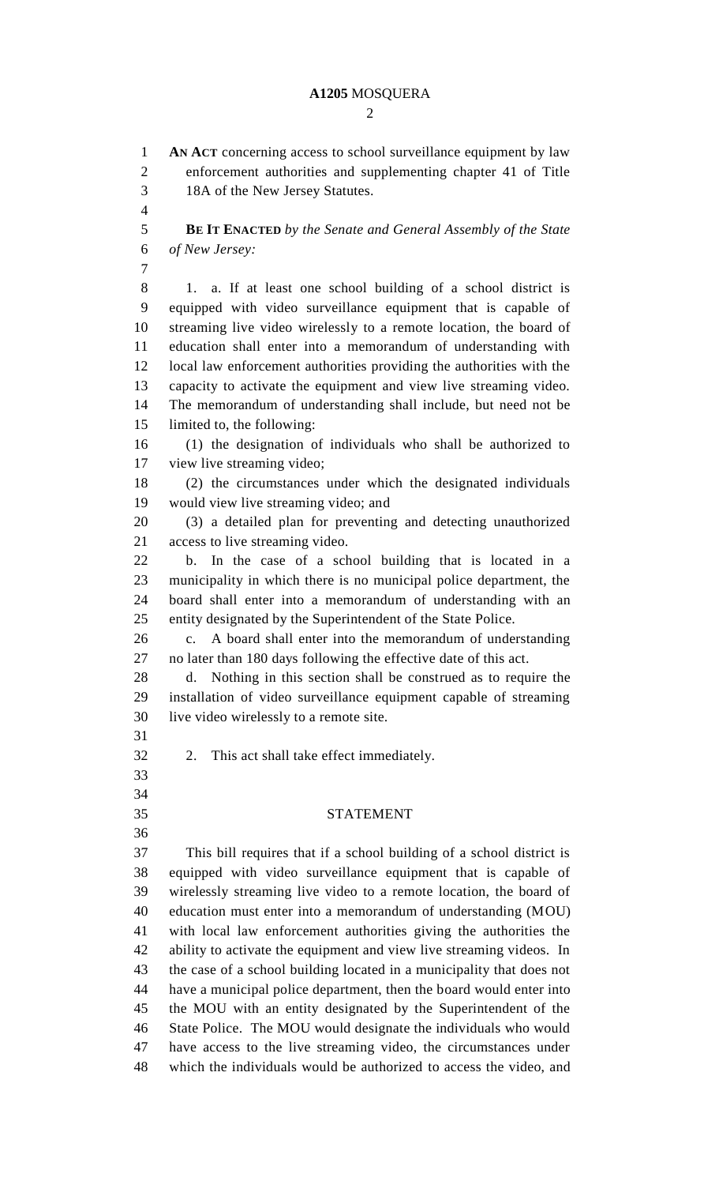**AN ACT** concerning access to school surveillance equipment by law enforcement authorities and supplementing chapter 41 of Title 18A of the New Jersey Statutes.

**BE IT ENACTED** *by the Senate and General Assembly of the State of New Jersey:*

1. a. If at least one school building of a school district is equipped with video surveillance equipment that is capable of streaming live video wirelessly to a remote location, the board of education shall enter into a memorandum of understanding with local law enforcement authorities providing the authorities with the capacity to activate the equipment and view live streaming video. The memorandum of understanding shall include, but need not be limited to, the following:

(1) the designation of individuals who shall be authorized to view live streaming video;

(2) the circumstances under which the designated individuals would view live streaming video; and

(3) a detailed plan for preventing and detecting unauthorized access to live streaming video.

b. In the case of a school building that is located in a municipality in which there is no municipal police department, the board shall enter into a memorandum of understanding with an entity designated by the Superintendent of the State Police.

c. A board shall enter into the memorandum of understanding no later than 180 days following the effective date of this act.

d. Nothing in this section shall be construed as to require the installation of video surveillance equipment capable of streaming live video wirelessly to a remote site.

2. This act shall take effect immediately.

## STATEMENT

This bill requires that if a school building of a school district is equipped with video surveillance equipment that is capable of wirelessly streaming live video to a remote location, the board of education must enter into a memorandum of understanding (MOU) with local law enforcement authorities giving the authorities the ability to activate the equipment and view live streaming videos. In the case of a school building located in a municipality that does not have a municipal police department, then the board would enter into the MOU with an entity designated by the Superintendent of the State Police. The MOU would designate the individuals who would have access to the live streaming video, the circumstances under which the individuals would be authorized to access the video, and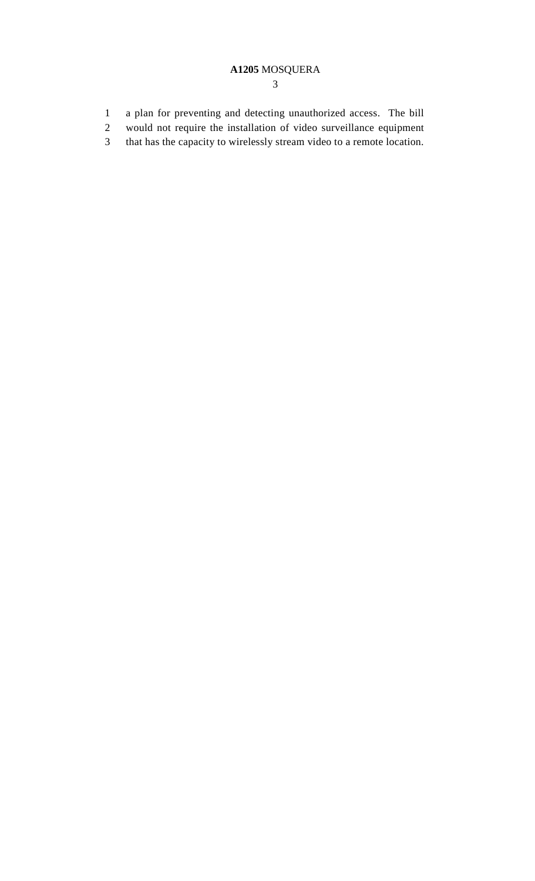a plan for preventing and detecting unauthorized access. The bill would not require the installation of video surveillance equipment that has the capacity to wirelessly stream video to a remote location.